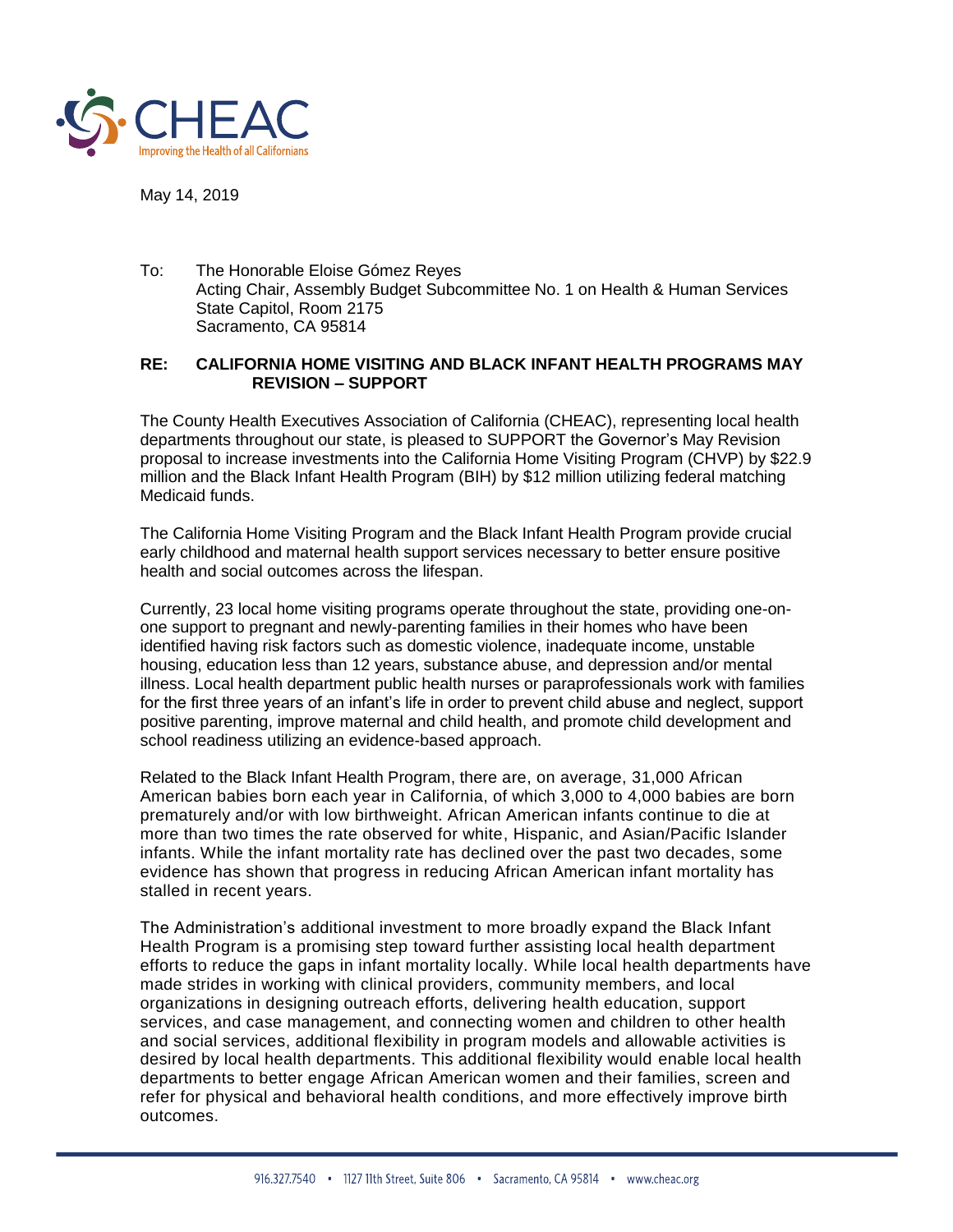CHEAC

Improving the Health of all Californians

May 14, 2019

To: The Honorable Eloise Gómez Reyes
Acting Chair, Assembly Budget Subcommittee No. 1 on Health & Human Services
State Capitol, Room 2175
Sacramento, CA 95814

**RE: CALIFORNIA HOME VISITING AND BLACK INFANT HEALTH PROGRAMS MAY REVISION – SUPPORT**

The County Health Executives Association of California (CHEAC), representing local health departments throughout our state, is pleased to SUPPORT the Governor's May Revision proposal to increase investments into the California Home Visiting Program (CHVP) by $22.9 million and the Black Infant Health Program (BIH) by $12 million utilizing federal matching Medicaid funds.

The California Home Visiting Program and the Black Infant Health Program provide crucial early childhood and maternal health support services necessary to better ensure positive health and social outcomes across the lifespan.

Currently, 23 local home visiting programs operate throughout the state, providing one-on-one support to pregnant and newly-parenting families in their homes who have been identified having risk factors such as domestic violence, inadequate income, unstable housing, education less than 12 years, substance abuse, and depression and/or mental illness. Local health department public health nurses or paraprofessionals work with families for the first three years of an infant's life in order to prevent child abuse and neglect, support positive parenting, improve maternal and child health, and promote child development and school readiness utilizing an evidence-based approach.

Related to the Black Infant Health Program, there are, on average, 31,000 African American babies born each year in California, of which 3,000 to 4,000 babies are born prematurely and/or with low birthweight. African American infants continue to die at more than two times the rate observed for white, Hispanic, and Asian/Pacific Islander infants. While the infant mortality rate has declined over the past two decades, some evidence has shown that progress in reducing African American infant mortality has stalled in recent years.

The Administration's additional investment to more broadly expand the Black Infant Health Program is a promising step toward further assisting local health department efforts to reduce the gaps in infant mortality locally. While local health departments have made strides in working with clinical providers, community members, and local organizations in designing outreach efforts, delivering health education, support services, and case management, and connecting women and children to other health and social services, additional flexibility in program models and allowable activities is desired by local health departments. This additional flexibility would enable local health departments to better engage African American women and their families, screen and refer for physical and behavioral health conditions, and more effectively improve birth outcomes.

916.327.7540 • 1127 11th Street, Suite 806 • Sacramento, CA 95814 • www.cheac.org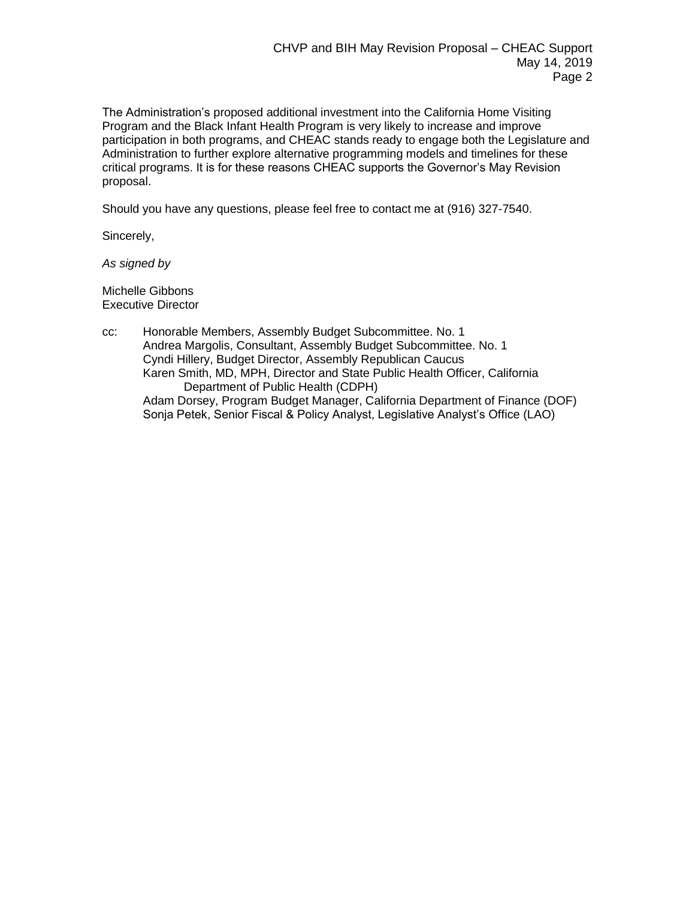The Administration's proposed additional investment into the California Home Visiting Program and the Black Infant Health Program is very likely to increase and improve participation in both programs, and CHEAC stands ready to engage both the Legislature and Administration to further explore alternative programming models and timelines for these critical programs. It is for these reasons CHEAC supports the Governor's May Revision proposal.

Should you have any questions, please feel free to contact me at (916) 327-7540.

Sincerely,

*As signed by*

Michelle Gibbons
Executive Director

cc: Honorable Members, Assembly Budget Subcommittee. No. 1
Andrea Margolis, Consultant, Assembly Budget Subcommittee. No. 1
Cyndi Hillery, Budget Director, Assembly Republican Caucus
Karen Smith, MD, MPH, Director and State Public Health Officer, California Department of Public Health (CDPH)
Adam Dorsey, Program Budget Manager, California Department of Finance (DOF)
Sonja Petek, Senior Fiscal & Policy Analyst, Legislative Analyst's Office (LAO)